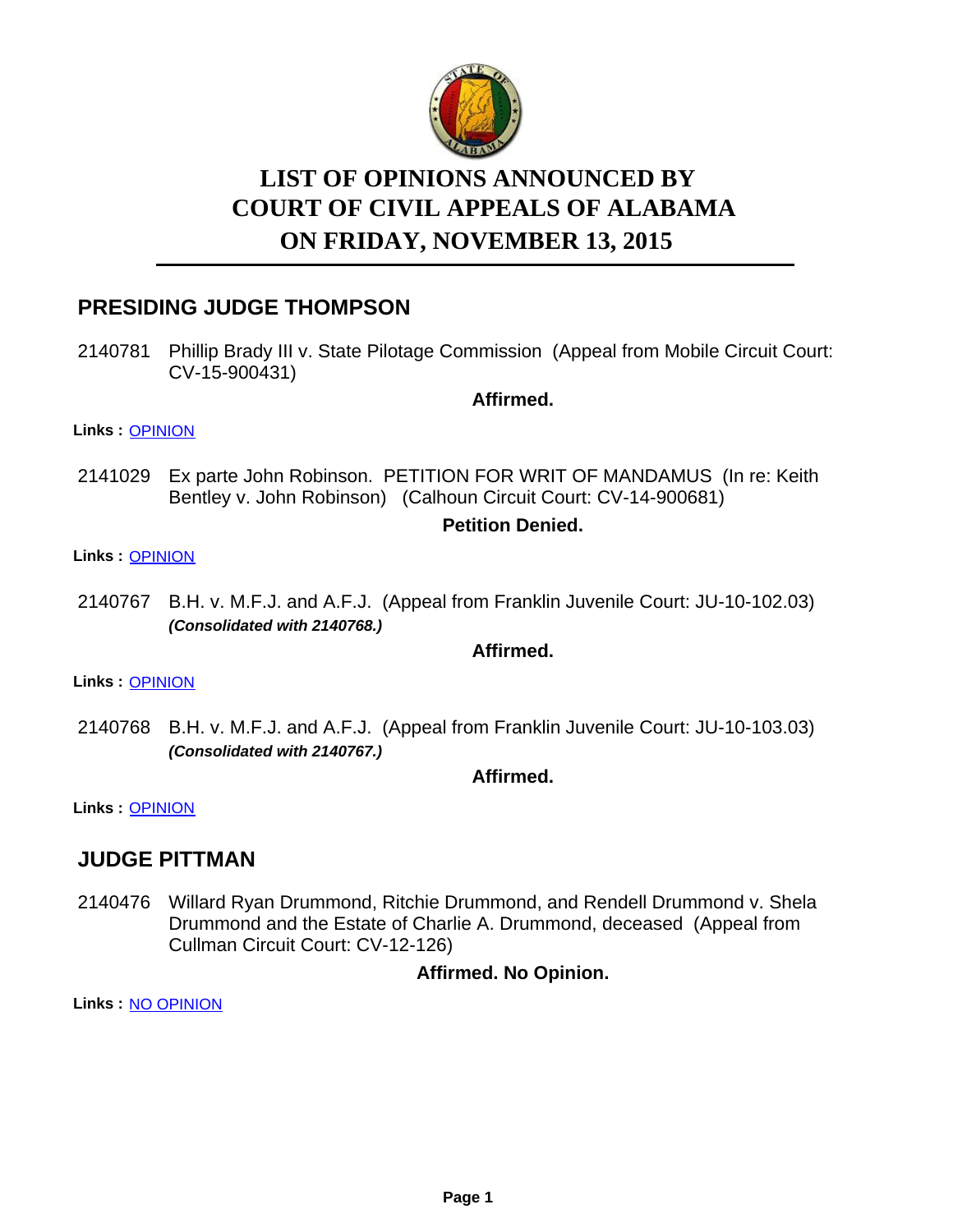# LIST OF OPINIONS ANNOUNCED BY COURT OF CIVIL APPEALS OF ALABAMA ON FRIDAY, NOVEMBER 13, 2015

## PRESIDING JUDGE THOMPSON

2140781 Phillip Brady III v. State Pilotage Commission (Appeal from Mobile Circuit Court: CV-15-900431)

**Affirmed.**

**Links :** OPINION

2141029 Ex parte John Robinson. PETITION FOR WRIT OF MANDAMUS (In re: Keith Bentley v. John Robinson) (Calhoun Circuit Court: CV-14-900681)

**Petition Denied.**

**Links :** OPINION

2140767 B.H. v. M.F.J. and A.F.J. (Appeal from Franklin Juvenile Court: JU-10-102.03)
***(Consolidated with 2140768.)***

**Affirmed.**

**Links :** OPINION

2140768 B.H. v. M.F.J. and A.F.J. (Appeal from Franklin Juvenile Court: JU-10-103.03)
***(Consolidated with 2140767.)***

**Affirmed.**

**Links :** OPINION

## JUDGE PITTMAN

2140476 Willard Ryan Drummond, Ritchie Drummond, and Rendell Drummond v. Shela Drummond and the Estate of Charlie A. Drummond, deceased (Appeal from Cullman Circuit Court: CV-12-126)

**Affirmed. No Opinion.**

**Links :** NO OPINION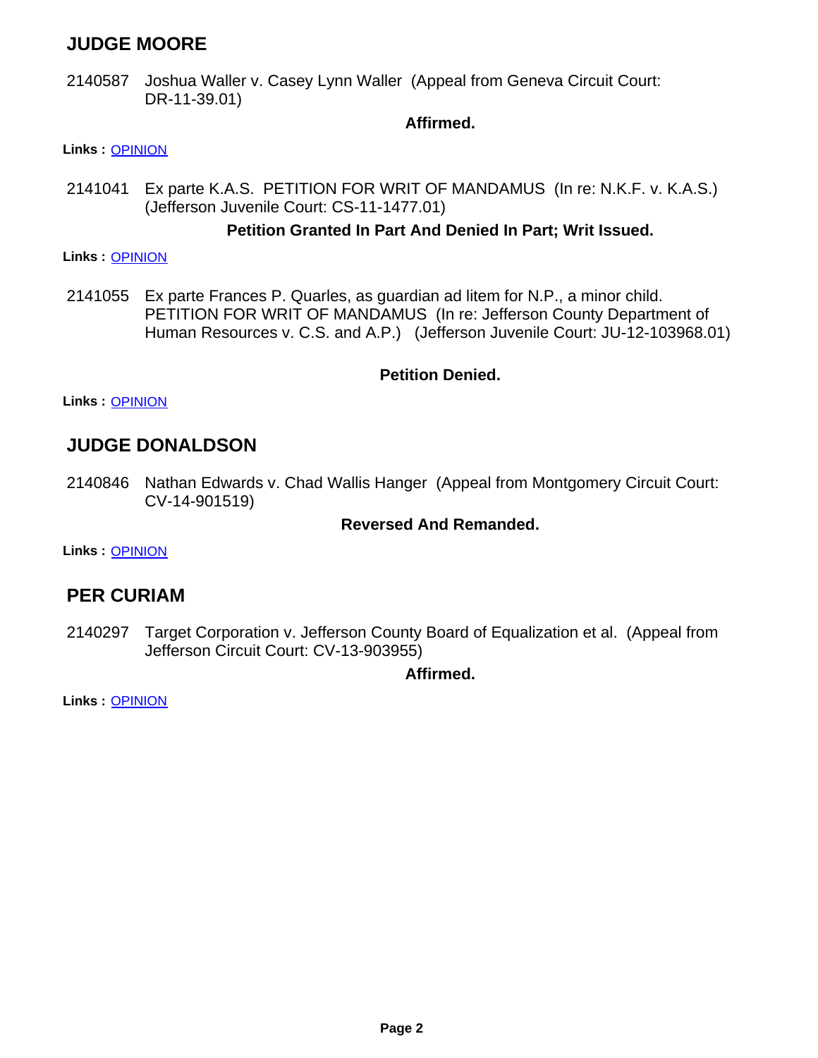## JUDGE MOORE

2140587 Joshua Waller v. Casey Lynn Waller (Appeal from Geneva Circuit Court: DR-11-39.01)

**Affirmed.**

**Links :** OPINION

2141041 Ex parte K.A.S. PETITION FOR WRIT OF MANDAMUS (In re: N.K.F. v. K.A.S.) (Jefferson Juvenile Court: CS-11-1477.01)

**Petition Granted In Part And Denied In Part; Writ Issued.**

**Links :** OPINION

2141055 Ex parte Frances P. Quarles, as guardian ad litem for N.P., a minor child. PETITION FOR WRIT OF MANDAMUS (In re: Jefferson County Department of Human Resources v. C.S. and A.P.) (Jefferson Juvenile Court: JU-12-103968.01)

**Petition Denied.**

**Links :** OPINION

## JUDGE DONALDSON

2140846 Nathan Edwards v. Chad Wallis Hanger (Appeal from Montgomery Circuit Court: CV-14-901519)

**Reversed And Remanded.**

**Links :** OPINION

## PER CURIAM

2140297 Target Corporation v. Jefferson County Board of Equalization et al. (Appeal from Jefferson Circuit Court: CV-13-903955)

**Affirmed.**

**Links :** OPINION